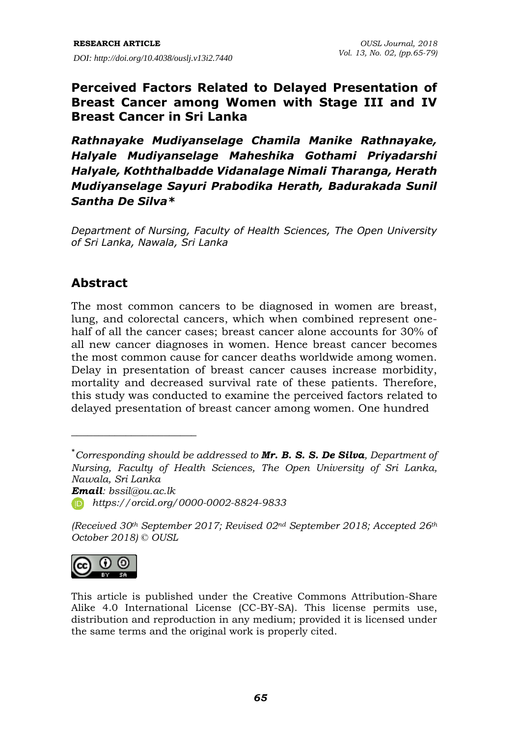**RESEARCH ARTICLE**

*DOI: http://doi.org/10.4038/ouslj.v13i2.7440*

# Perceived Factors Related to Delayed Presentation of Breast Cancer among Women with Stage III and IV Breast Cancer in Sri Lanka

***Rathnayake Mudiyanselage Chamila Manike Rathnayake, Halyale Mudiyanselage Maheshika Gothami Priyadarshi Halyale, Koththalbadde Vidanalage Nimali Tharanga, Herath Mudiyanselage Sayuri Prabodika Herath, Badurakada Sunil Santha De Silva****

*Department of Nursing, Faculty of Health Sciences, The Open University of Sri Lanka, Nawala, Sri Lanka*

## Abstract

The most common cancers to be diagnosed in women are breast, lung, and colorectal cancers, which when combined represent one-half of all the cancer cases; breast cancer alone accounts for 30% of all new cancer diagnoses in women. Hence breast cancer becomes the most common cause for cancer deaths worldwide among women. Delay in presentation of breast cancer causes increase morbidity, mortality and decreased survival rate of these patients. Therefore, this study was conducted to examine the perceived factors related to delayed presentation of breast cancer among women. One hundred

---

[*] *Corresponding should be addressed to **Mr. B. S. S. De Silva**, Department of Nursing, Faculty of Health Sciences, The Open University of Sri Lanka, Nawala, Sri Lanka*

***Email**: bssil@ou.ac.lk*

*https://orcid.org/0000-0002-8824-9833*

*(Received 30th September 2017; Revised 02nd September 2018; Accepted 26th October 2018) © OUSL*

This article is published under the Creative Commons Attribution-Share Alike 4.0 International License (CC-BY-SA). This license permits use, distribution and reproduction in any medium; provided it is licensed under the same terms and the original work is properly cited.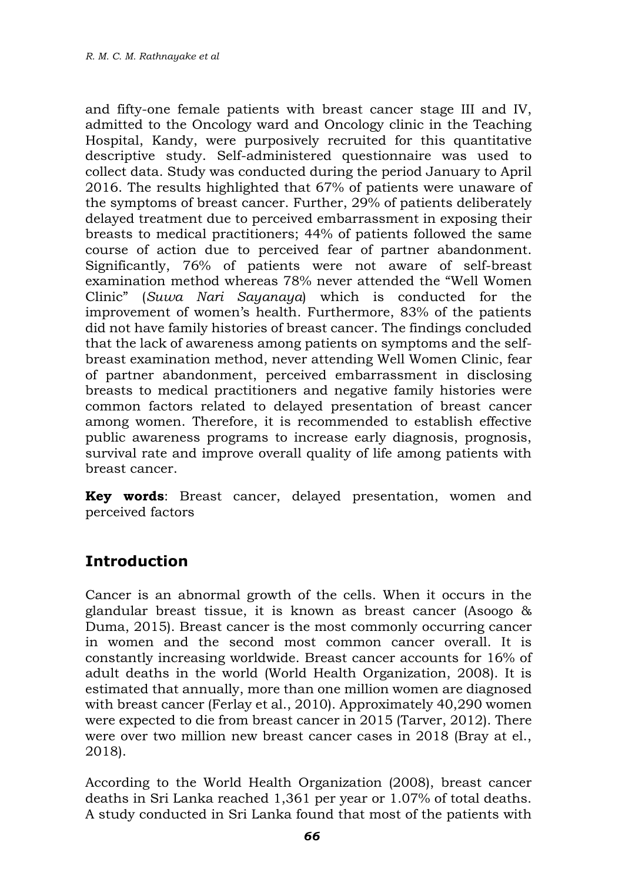and fifty-one female patients with breast cancer stage III and IV, admitted to the Oncology ward and Oncology clinic in the Teaching Hospital, Kandy, were purposively recruited for this quantitative descriptive study. Self-administered questionnaire was used to collect data. Study was conducted during the period January to April 2016. The results highlighted that 67% of patients were unaware of the symptoms of breast cancer. Further, 29% of patients deliberately delayed treatment due to perceived embarrassment in exposing their breasts to medical practitioners; 44% of patients followed the same course of action due to perceived fear of partner abandonment. Significantly, 76% of patients were not aware of self-breast examination method whereas 78% never attended the "Well Women Clinic" (*Suwa Nari Sayanaya*) which is conducted for the improvement of women's health. Furthermore, 83% of the patients did not have family histories of breast cancer. The findings concluded that the lack of awareness among patients on symptoms and the self-breast examination method, never attending Well Women Clinic, fear of partner abandonment, perceived embarrassment in disclosing breasts to medical practitioners and negative family histories were common factors related to delayed presentation of breast cancer among women. Therefore, it is recommended to establish effective public awareness programs to increase early diagnosis, prognosis, survival rate and improve overall quality of life among patients with breast cancer.

**Key words**: Breast cancer, delayed presentation, women and perceived factors

## Introduction

Cancer is an abnormal growth of the cells. When it occurs in the glandular breast tissue, it is known as breast cancer (Asoogo & Duma, 2015). Breast cancer is the most commonly occurring cancer in women and the second most common cancer overall. It is constantly increasing worldwide. Breast cancer accounts for 16% of adult deaths in the world (World Health Organization, 2008). It is estimated that annually, more than one million women are diagnosed with breast cancer (Ferlay et al., 2010). Approximately 40,290 women were expected to die from breast cancer in 2015 (Tarver, 2012). There were over two million new breast cancer cases in 2018 (Bray at el., 2018).

According to the World Health Organization (2008), breast cancer deaths in Sri Lanka reached 1,361 per year or 1.07% of total deaths. A study conducted in Sri Lanka found that most of the patients with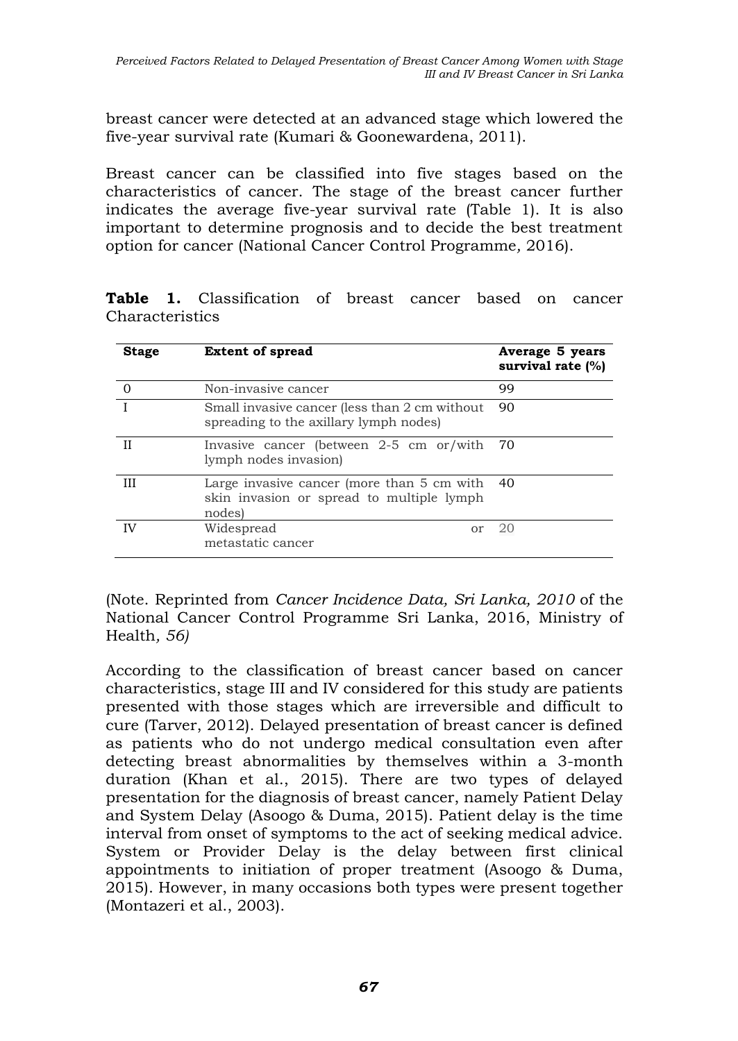breast cancer were detected at an advanced stage which lowered the five-year survival rate (Kumari & Goonewardena, 2011).

Breast cancer can be classified into five stages based on the characteristics of cancer. The stage of the breast cancer further indicates the average five-year survival rate (Table 1). It is also important to determine prognosis and to decide the best treatment option for cancer (National Cancer Control Programme*,* 2016).

**Table 1.** Classification of breast cancer based on cancer Characteristics

| **Stage** | **Extent of spread** | **Average 5 years survival rate (%)** |
|---|---|---|
| 0 | Non-invasive cancer | 99 |
| I | Small invasive cancer (less than 2 cm without spreading to the axillary lymph nodes) | 90 |
| II | Invasive cancer (between 2-5 cm or/with lymph nodes invasion) | 70 |
| III | Large invasive cancer (more than 5 cm with skin invasion or spread to multiple lymph nodes) | 40 |
| IV | Widespread or metastatic cancer | 20 |

(Note. Reprinted from *Cancer Incidence Data, Sri Lanka, 2010* of the National Cancer Control Programme Sri Lanka, 2016, Ministry of Health*, 56)*

According to the classification of breast cancer based on cancer characteristics, stage III and IV considered for this study are patients presented with those stages which are irreversible and difficult to cure (Tarver, 2012). Delayed presentation of breast cancer is defined as patients who do not undergo medical consultation even after detecting breast abnormalities by themselves within a 3-month duration (Khan et al., 2015). There are two types of delayed presentation for the diagnosis of breast cancer, namely Patient Delay and System Delay (Asoogo & Duma, 2015). Patient delay is the time interval from onset of symptoms to the act of seeking medical advice. System or Provider Delay is the delay between first clinical appointments to initiation of proper treatment (Asoogo & Duma, 2015). However, in many occasions both types were present together (Montazeri et al., 2003).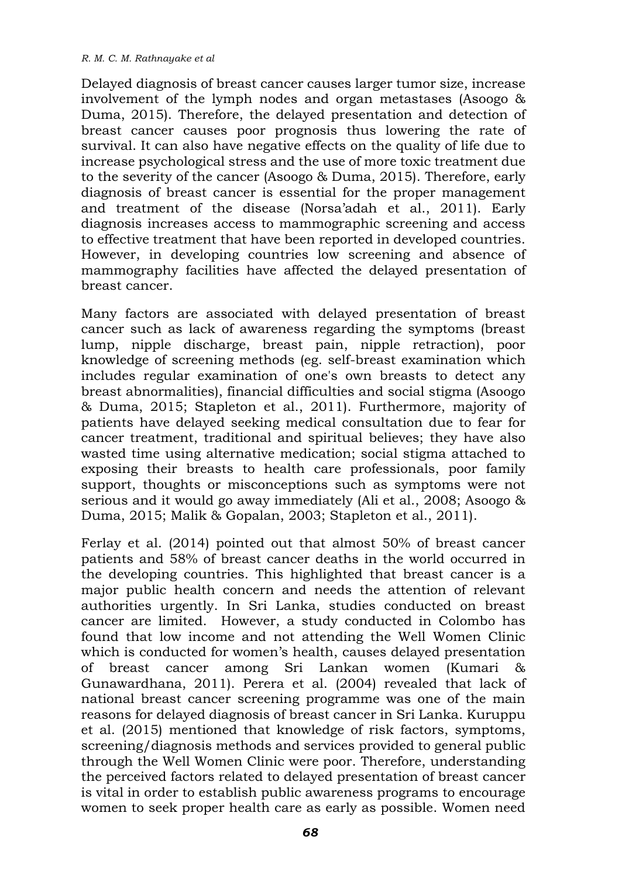Delayed diagnosis of breast cancer causes larger tumor size, increase involvement of the lymph nodes and organ metastases (Asoogo & Duma, 2015). Therefore, the delayed presentation and detection of breast cancer causes poor prognosis thus lowering the rate of survival. It can also have negative effects on the quality of life due to increase psychological stress and the use of more toxic treatment due to the severity of the cancer (Asoogo & Duma, 2015). Therefore, early diagnosis of breast cancer is essential for the proper management and treatment of the disease (Norsa'adah et al., 2011). Early diagnosis increases access to mammographic screening and access to effective treatment that have been reported in developed countries. However, in developing countries low screening and absence of mammography facilities have affected the delayed presentation of breast cancer.

Many factors are associated with delayed presentation of breast cancer such as lack of awareness regarding the symptoms (breast lump, nipple discharge, breast pain, nipple retraction), poor knowledge of screening methods (eg. self-breast examination which includes regular examination of one's own breasts to detect any breast abnormalities), financial difficulties and social stigma (Asoogo & Duma, 2015; Stapleton et al., 2011). Furthermore, majority of patients have delayed seeking medical consultation due to fear for cancer treatment, traditional and spiritual believes; they have also wasted time using alternative medication; social stigma attached to exposing their breasts to health care professionals, poor family support, thoughts or misconceptions such as symptoms were not serious and it would go away immediately (Ali et al., 2008; Asoogo & Duma, 2015; Malik & Gopalan, 2003; Stapleton et al., 2011).

Ferlay et al. (2014) pointed out that almost 50% of breast cancer patients and 58% of breast cancer deaths in the world occurred in the developing countries. This highlighted that breast cancer is a major public health concern and needs the attention of relevant authorities urgently. In Sri Lanka, studies conducted on breast cancer are limited. However, a study conducted in Colombo has found that low income and not attending the Well Women Clinic which is conducted for women's health, causes delayed presentation of breast cancer among Sri Lankan women (Kumari & Gunawardhana, 2011). Perera et al. (2004) revealed that lack of national breast cancer screening programme was one of the main reasons for delayed diagnosis of breast cancer in Sri Lanka. Kuruppu et al. (2015) mentioned that knowledge of risk factors, symptoms, screening/diagnosis methods and services provided to general public through the Well Women Clinic were poor. Therefore, understanding the perceived factors related to delayed presentation of breast cancer is vital in order to establish public awareness programs to encourage women to seek proper health care as early as possible. Women need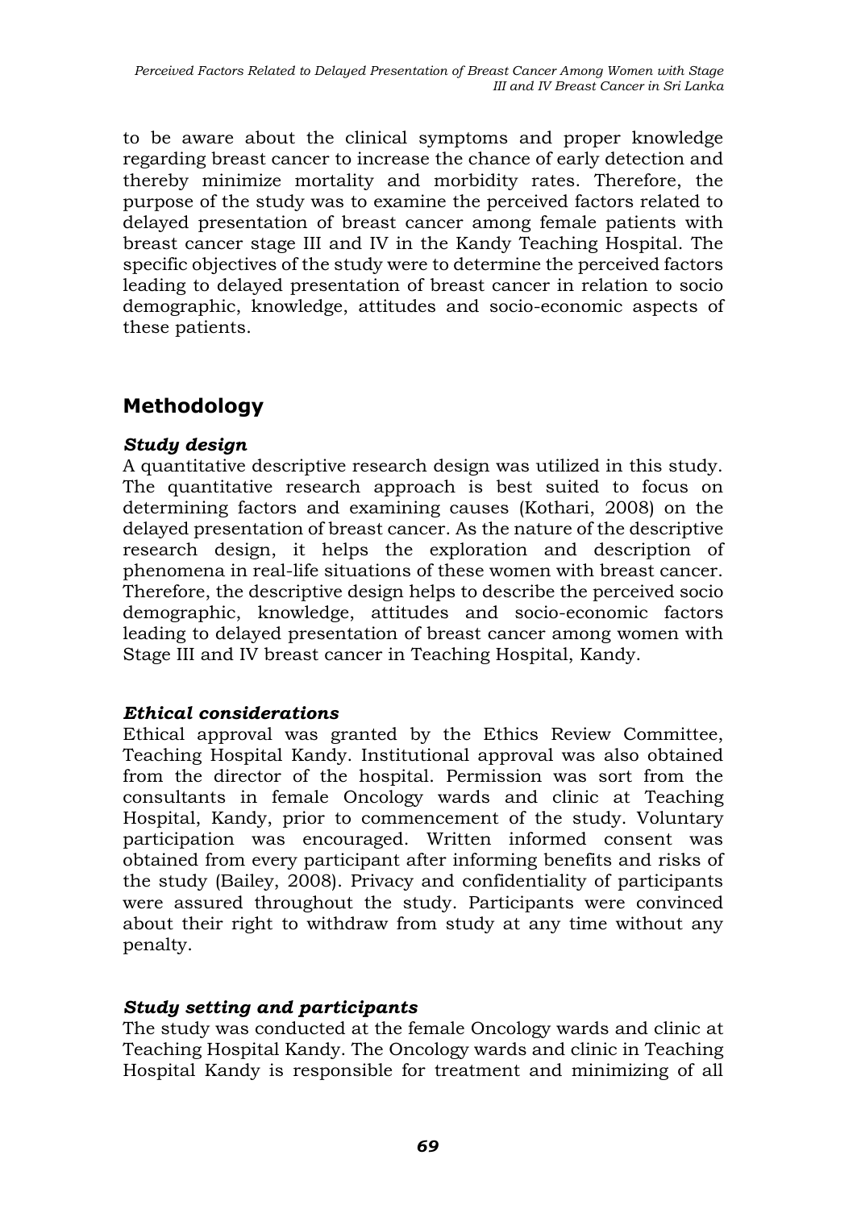to be aware about the clinical symptoms and proper knowledge regarding breast cancer to increase the chance of early detection and thereby minimize mortality and morbidity rates. Therefore, the purpose of the study was to examine the perceived factors related to delayed presentation of breast cancer among female patients with breast cancer stage III and IV in the Kandy Teaching Hospital. The specific objectives of the study were to determine the perceived factors leading to delayed presentation of breast cancer in relation to socio demographic, knowledge, attitudes and socio-economic aspects of these patients.

## Methodology

### *Study design*

A quantitative descriptive research design was utilized in this study. The quantitative research approach is best suited to focus on determining factors and examining causes (Kothari, 2008) on the delayed presentation of breast cancer. As the nature of the descriptive research design, it helps the exploration and description of phenomena in real-life situations of these women with breast cancer. Therefore, the descriptive design helps to describe the perceived socio demographic, knowledge, attitudes and socio-economic factors leading to delayed presentation of breast cancer among women with Stage III and IV breast cancer in Teaching Hospital, Kandy.

### *Ethical considerations*

Ethical approval was granted by the Ethics Review Committee, Teaching Hospital Kandy. Institutional approval was also obtained from the director of the hospital. Permission was sort from the consultants in female Oncology wards and clinic at Teaching Hospital, Kandy, prior to commencement of the study. Voluntary participation was encouraged. Written informed consent was obtained from every participant after informing benefits and risks of the study (Bailey, 2008). Privacy and confidentiality of participants were assured throughout the study. Participants were convinced about their right to withdraw from study at any time without any penalty.

### *Study setting and participants*

The study was conducted at the female Oncology wards and clinic at Teaching Hospital Kandy. The Oncology wards and clinic in Teaching Hospital Kandy is responsible for treatment and minimizing of all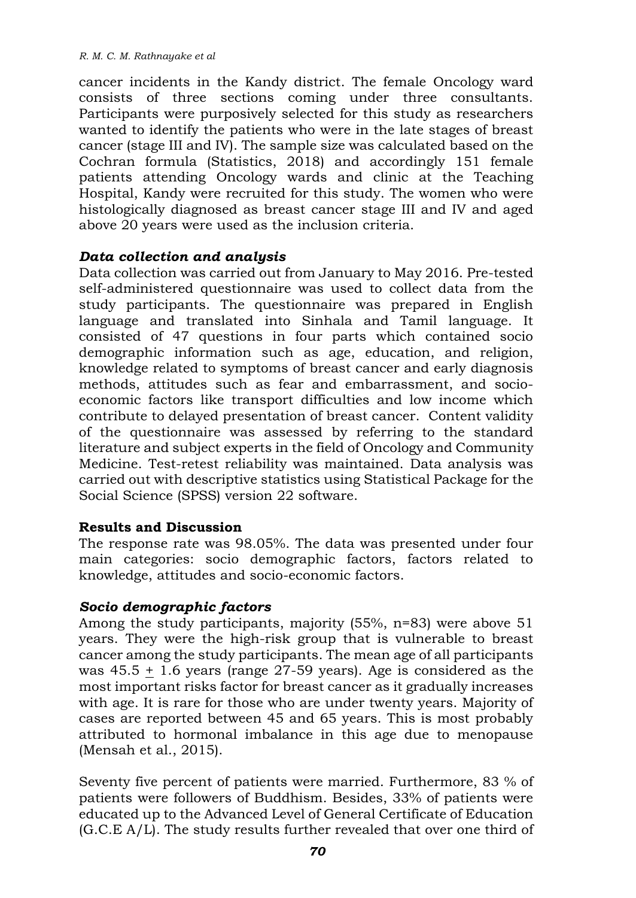cancer incidents in the Kandy district. The female Oncology ward consists of three sections coming under three consultants. Participants were purposively selected for this study as researchers wanted to identify the patients who were in the late stages of breast cancer (stage III and IV). The sample size was calculated based on the Cochran formula (Statistics, 2018) and accordingly 151 female patients attending Oncology wards and clinic at the Teaching Hospital, Kandy were recruited for this study. The women who were histologically diagnosed as breast cancer stage III and IV and aged above 20 years were used as the inclusion criteria.

### *Data collection and analysis*

Data collection was carried out from January to May 2016. Pre-tested self-administered questionnaire was used to collect data from the study participants. The questionnaire was prepared in English language and translated into Sinhala and Tamil language. It consisted of 47 questions in four parts which contained socio demographic information such as age, education, and religion, knowledge related to symptoms of breast cancer and early diagnosis methods, attitudes such as fear and embarrassment, and socio-economic factors like transport difficulties and low income which contribute to delayed presentation of breast cancer. Content validity of the questionnaire was assessed by referring to the standard literature and subject experts in the field of Oncology and Community Medicine. Test-retest reliability was maintained. Data analysis was carried out with descriptive statistics using Statistical Package for the Social Science (SPSS) version 22 software.

## Results and Discussion

The response rate was 98.05%. The data was presented under four main categories: socio demographic factors, factors related to knowledge, attitudes and socio-economic factors.

### *Socio demographic factors*

Among the study participants, majority (55%, n=83) were above 51 years. They were the high-risk group that is vulnerable to breast cancer among the study participants. The mean age of all participants was $45.5 \pm 1.6$ years (range 27-59 years). Age is considered as the most important risks factor for breast cancer as it gradually increases with age. It is rare for those who are under twenty years. Majority of cases are reported between 45 and 65 years. This is most probably attributed to hormonal imbalance in this age due to menopause (Mensah et al., 2015).

Seventy five percent of patients were married. Furthermore, 83 % of patients were followers of Buddhism. Besides, 33% of patients were educated up to the Advanced Level of General Certificate of Education (G.C.E A/L). The study results further revealed that over one third of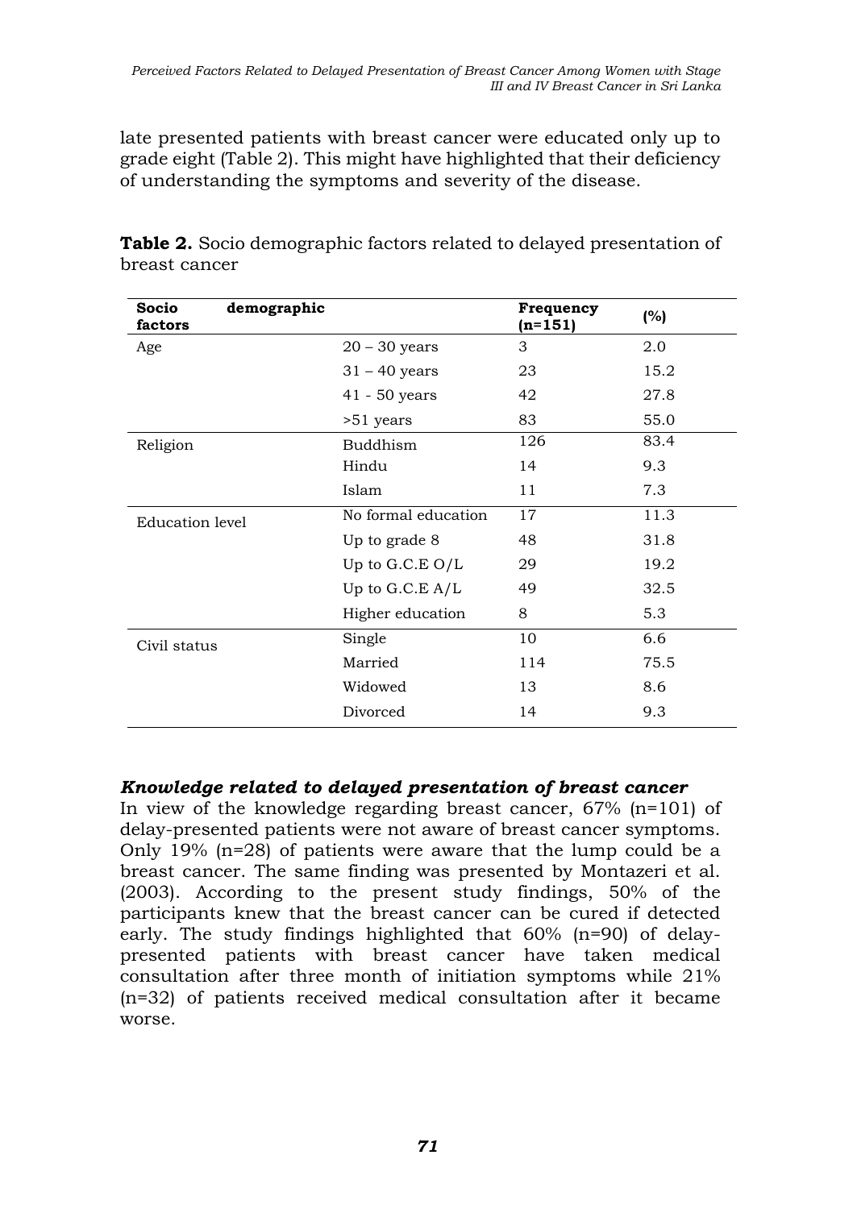late presented patients with breast cancer were educated only up to grade eight (Table 2). This might have highlighted that their deficiency of understanding the symptoms and severity of the disease.

**Table 2.** Socio demographic factors related to delayed presentation of breast cancer

| Socio demographic factors | | Frequency (n=151) | (%) |
|---|---|---|---|
| Age | 20 – 30 years | 3 | 2.0 |
| | 31 – 40 years | 23 | 15.2 |
| | 41 - 50 years | 42 | 27.8 |
| | >51 years | 83 | 55.0 |
| Religion | Buddhism | 126 | 83.4 |
| | Hindu | 14 | 9.3 |
| | Islam | 11 | 7.3 |
| Education level | No formal education | 17 | 11.3 |
| | Up to grade 8 | 48 | 31.8 |
| | Up to G.C.E O/L | 29 | 19.2 |
| | Up to G.C.E A/L | 49 | 32.5 |
| | Higher education | 8 | 5.3 |
| Civil status | Single | 10 | 6.6 |
| | Married | 114 | 75.5 |
| | Widowed | 13 | 8.6 |
| | Divorced | 14 | 9.3 |

### *Knowledge related to delayed presentation of breast cancer*

In view of the knowledge regarding breast cancer, 67% (n=101) of delay-presented patients were not aware of breast cancer symptoms. Only 19% (n=28) of patients were aware that the lump could be a breast cancer. The same finding was presented by Montazeri et al. (2003). According to the present study findings, 50% of the participants knew that the breast cancer can be cured if detected early. The study findings highlighted that 60% (n=90) of delay-presented patients with breast cancer have taken medical consultation after three month of initiation symptoms while 21% (n=32) of patients received medical consultation after it became worse.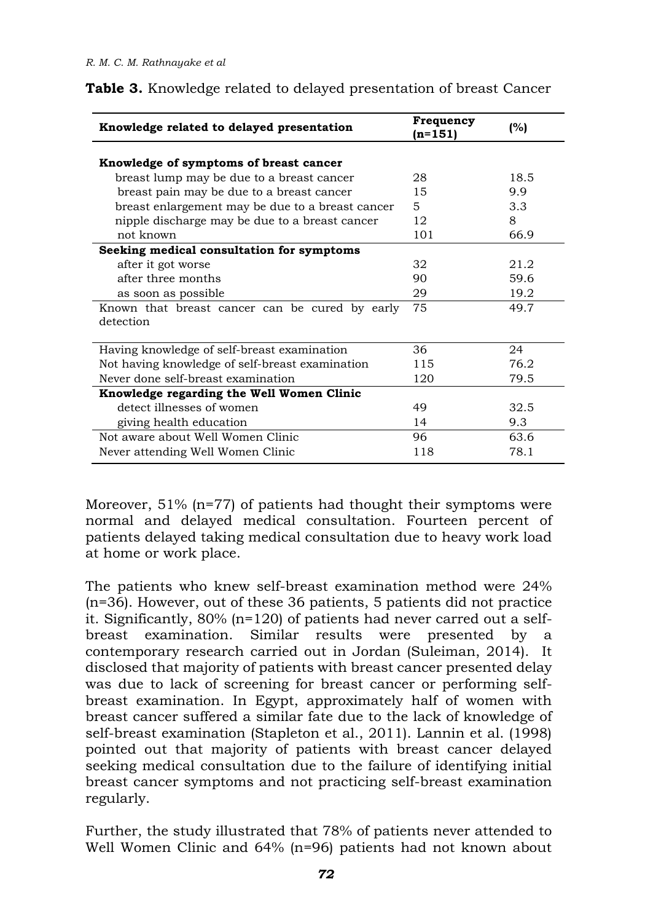**Table 3.** Knowledge related to delayed presentation of breast Cancer

| Knowledge related to delayed presentation | Frequency (n=151) | (%) |
|---|---|---|
| **Knowledge of symptoms of breast cancer** | | |
| breast lump may be due to a breast cancer | 28 | 18.5 |
| breast pain may be due to a breast cancer | 15 | 9.9 |
| breast enlargement may be due to a breast cancer | 5 | 3.3 |
| nipple discharge may be due to a breast cancer | 12 | 8 |
| not known | 101 | 66.9 |
| **Seeking medical consultation for symptoms** | | |
| after it got worse | 32 | 21.2 |
| after three months | 90 | 59.6 |
| as soon as possible | 29 | 19.2 |
| Known that breast cancer can be cured by early detection | 75 | 49.7 |
| Having knowledge of self-breast examination | 36 | 24 |
| Not having knowledge of self-breast examination | 115 | 76.2 |
| Never done self-breast examination | 120 | 79.5 |
| **Knowledge regarding the Well Women Clinic** | | |
| detect illnesses of women | 49 | 32.5 |
| giving health education | 14 | 9.3 |
| Not aware about Well Women Clinic | 96 | 63.6 |
| Never attending Well Women Clinic | 118 | 78.1 |

Moreover, 51% (n=77) of patients had thought their symptoms were normal and delayed medical consultation. Fourteen percent of patients delayed taking medical consultation due to heavy work load at home or work place.

The patients who knew self-breast examination method were 24% (n=36). However, out of these 36 patients, 5 patients did not practice it. Significantly, 80% (n=120) of patients had never carred out a self-breast examination. Similar results were presented by a contemporary research carried out in Jordan (Suleiman, 2014). It disclosed that majority of patients with breast cancer presented delay was due to lack of screening for breast cancer or performing self-breast examination. In Egypt, approximately half of women with breast cancer suffered a similar fate due to the lack of knowledge of self-breast examination (Stapleton et al., 2011). Lannin et al. (1998) pointed out that majority of patients with breast cancer delayed seeking medical consultation due to the failure of identifying initial breast cancer symptoms and not practicing self-breast examination regularly.

Further, the study illustrated that 78% of patients never attended to Well Women Clinic and 64% (n=96) patients had not known about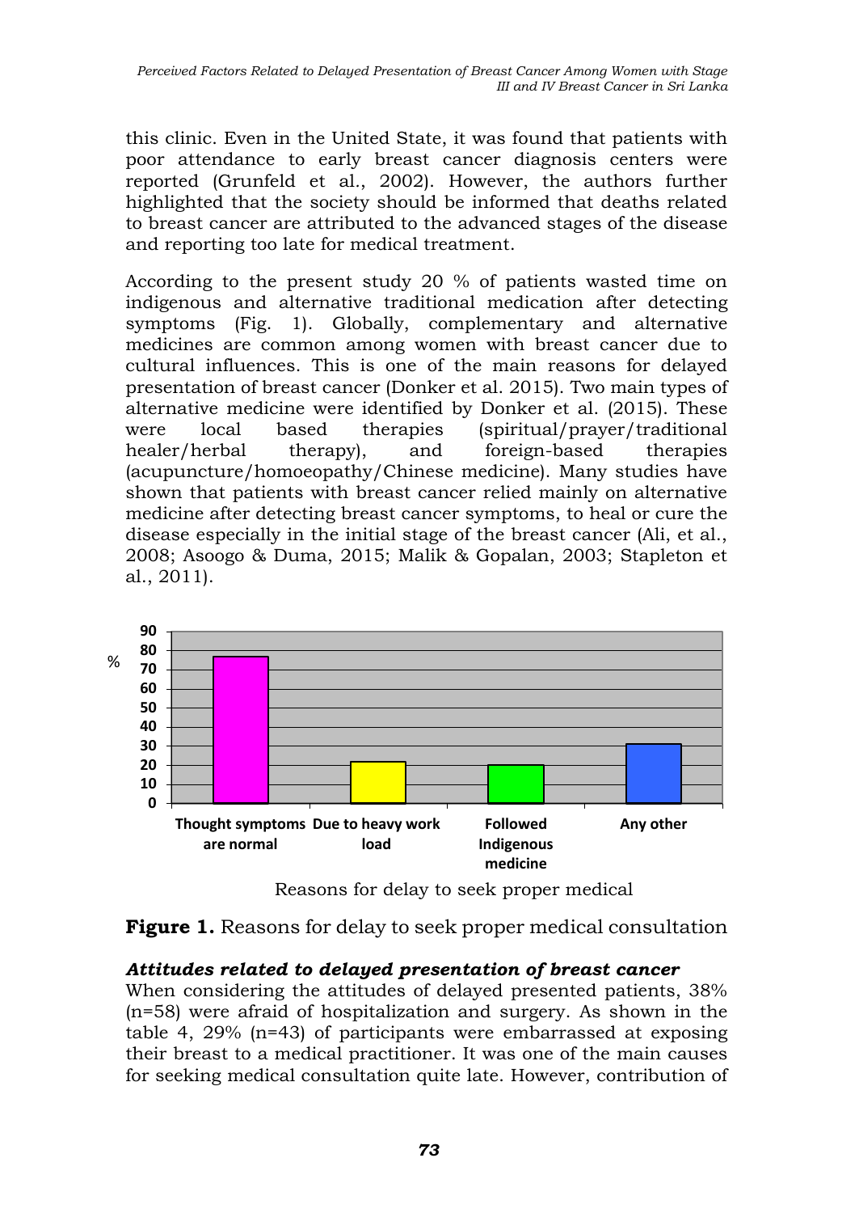this clinic. Even in the United State, it was found that patients with poor attendance to early breast cancer diagnosis centers were reported (Grunfeld et al., 2002). However, the authors further highlighted that the society should be informed that deaths related to breast cancer are attributed to the advanced stages of the disease and reporting too late for medical treatment.

According to the present study 20 % of patients wasted time on indigenous and alternative traditional medication after detecting symptoms (Fig. 1). Globally, complementary and alternative medicines are common among women with breast cancer due to cultural influences. This is one of the main reasons for delayed presentation of breast cancer (Donker et al. 2015). Two main types of alternative medicine were identified by Donker et al. (2015). These were local based therapies (spiritual/prayer/traditional healer/herbal therapy), and foreign-based therapies (acupuncture/homoeopathy/Chinese medicine). Many studies have shown that patients with breast cancer relied mainly on alternative medicine after detecting breast cancer symptoms, to heal or cure the disease especially in the initial stage of the breast cancer (Ali, et al., 2008; Asoogo & Duma, 2015; Malik & Gopalan, 2003; Stapleton et al., 2011).

%

90
80
70
60
50
40
30
20
10
0

Thought symptoms are normal
Due to heavy work load
Followed Indigenous medicine
Any other

Reasons for delay to seek proper medical

**Figure 1.** Reasons for delay to seek proper medical consultation

### *Attitudes related to delayed presentation of breast cancer*

When considering the attitudes of delayed presented patients, 38% (n=58) were afraid of hospitalization and surgery. As shown in the table 4, 29% (n=43) of participants were embarrassed at exposing their breast to a medical practitioner. It was one of the main causes for seeking medical consultation quite late. However, contribution of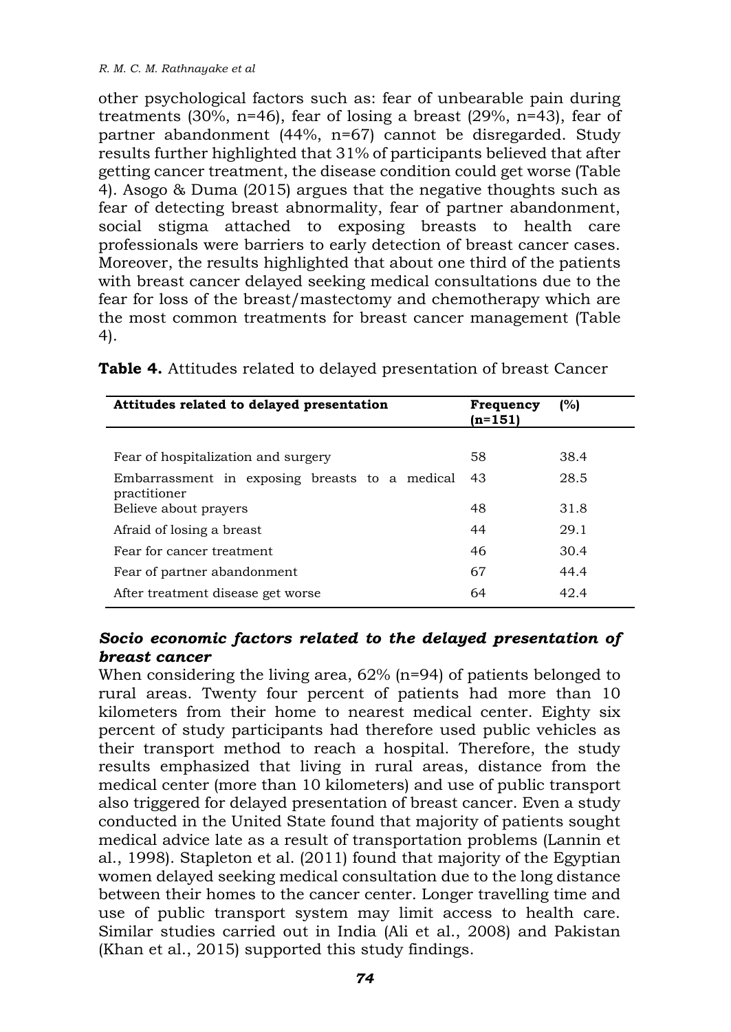other psychological factors such as: fear of unbearable pain during treatments (30%, n=46), fear of losing a breast (29%, n=43), fear of partner abandonment (44%, n=67) cannot be disregarded. Study results further highlighted that 31% of participants believed that after getting cancer treatment, the disease condition could get worse (Table 4). Asogo & Duma (2015) argues that the negative thoughts such as fear of detecting breast abnormality, fear of partner abandonment, social stigma attached to exposing breasts to health care professionals were barriers to early detection of breast cancer cases. Moreover, the results highlighted that about one third of the patients with breast cancer delayed seeking medical consultations due to the fear for loss of the breast/mastectomy and chemotherapy which are the most common treatments for breast cancer management (Table 4).

**Table 4.** Attitudes related to delayed presentation of breast Cancer

| Attitudes related to delayed presentation | Frequency (n=151) | (%) |
|---|---|---|
| Fear of hospitalization and surgery | 58 | 38.4 |
| Embarrassment in exposing breasts to a medical practitioner | 43 | 28.5 |
| Believe about prayers | 48 | 31.8 |
| Afraid of losing a breast | 44 | 29.1 |
| Fear for cancer treatment | 46 | 30.4 |
| Fear of partner abandonment | 67 | 44.4 |
| After treatment disease get worse | 64 | 42.4 |

### *Socio economic factors related to the delayed presentation of breast cancer*

When considering the living area, 62% (n=94) of patients belonged to rural areas. Twenty four percent of patients had more than 10 kilometers from their home to nearest medical center. Eighty six percent of study participants had therefore used public vehicles as their transport method to reach a hospital. Therefore, the study results emphasized that living in rural areas, distance from the medical center (more than 10 kilometers) and use of public transport also triggered for delayed presentation of breast cancer. Even a study conducted in the United State found that majority of patients sought medical advice late as a result of transportation problems (Lannin et al., 1998). Stapleton et al. (2011) found that majority of the Egyptian women delayed seeking medical consultation due to the long distance between their homes to the cancer center. Longer travelling time and use of public transport system may limit access to health care. Similar studies carried out in India (Ali et al., 2008) and Pakistan (Khan et al., 2015) supported this study findings.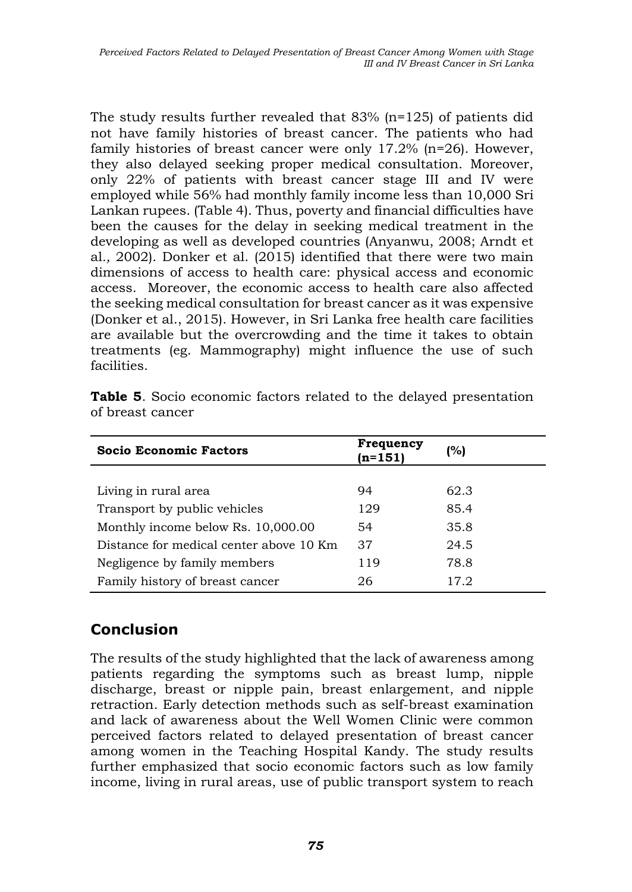The study results further revealed that 83% (n=125) of patients did not have family histories of breast cancer. The patients who had family histories of breast cancer were only 17.2% (n=26). However, they also delayed seeking proper medical consultation. Moreover, only 22% of patients with breast cancer stage III and IV were employed while 56% had monthly family income less than 10,000 Sri Lankan rupees. (Table 4). Thus, poverty and financial difficulties have been the causes for the delay in seeking medical treatment in the developing as well as developed countries (Anyanwu, 2008; Arndt et al*.,* 2002). Donker et al. (2015) identified that there were two main dimensions of access to health care: physical access and economic access. Moreover, the economic access to health care also affected the seeking medical consultation for breast cancer as it was expensive (Donker et al., 2015). However, in Sri Lanka free health care facilities are available but the overcrowding and the time it takes to obtain treatments (eg. Mammography) might influence the use of such facilities.

**Table 5**. Socio economic factors related to the delayed presentation of breast cancer

| Socio Economic Factors | Frequency (n=151) | (%) |
|---|---|---|
| Living in rural area | 94 | 62.3 |
| Transport by public vehicles | 129 | 85.4 |
| Monthly income below Rs. 10,000.00 | 54 | 35.8 |
| Distance for medical center above 10 Km | 37 | 24.5 |
| Negligence by family members | 119 | 78.8 |
| Family history of breast cancer | 26 | 17.2 |

## Conclusion

The results of the study highlighted that the lack of awareness among patients regarding the symptoms such as breast lump, nipple discharge, breast or nipple pain, breast enlargement, and nipple retraction. Early detection methods such as self-breast examination and lack of awareness about the Well Women Clinic were common perceived factors related to delayed presentation of breast cancer among women in the Teaching Hospital Kandy. The study results further emphasized that socio economic factors such as low family income, living in rural areas, use of public transport system to reach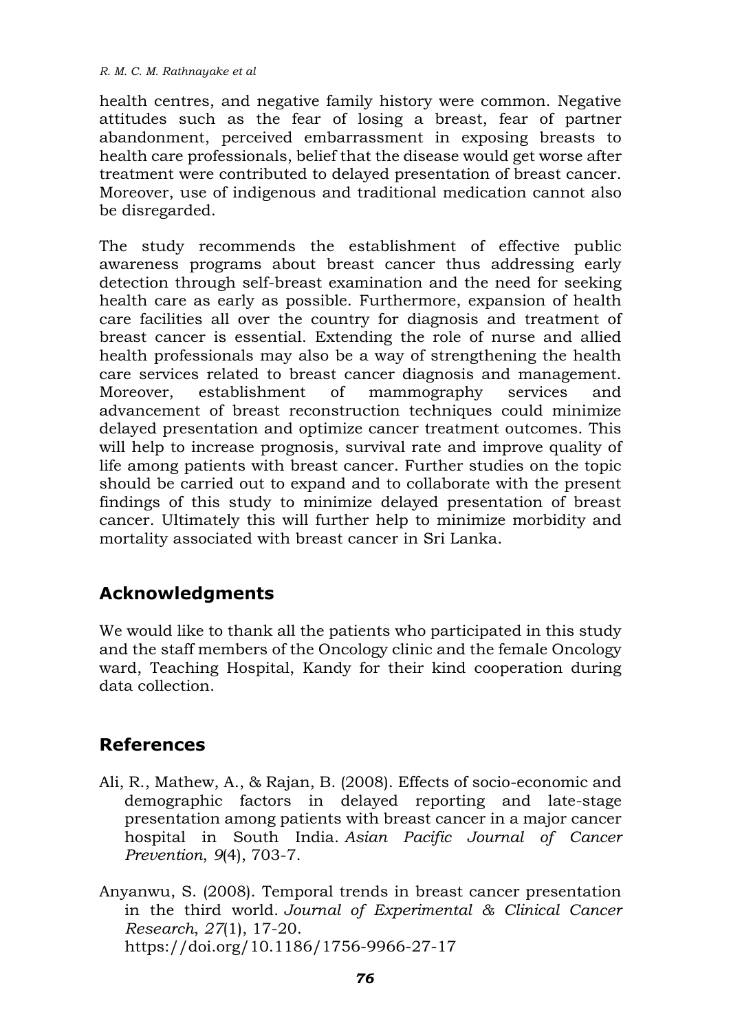health centres, and negative family history were common. Negative attitudes such as the fear of losing a breast, fear of partner abandonment, perceived embarrassment in exposing breasts to health care professionals, belief that the disease would get worse after treatment were contributed to delayed presentation of breast cancer. Moreover, use of indigenous and traditional medication cannot also be disregarded.

The study recommends the establishment of effective public awareness programs about breast cancer thus addressing early detection through self-breast examination and the need for seeking health care as early as possible. Furthermore, expansion of health care facilities all over the country for diagnosis and treatment of breast cancer is essential. Extending the role of nurse and allied health professionals may also be a way of strengthening the health care services related to breast cancer diagnosis and management. Moreover, establishment of mammography services and advancement of breast reconstruction techniques could minimize delayed presentation and optimize cancer treatment outcomes. This will help to increase prognosis, survival rate and improve quality of life among patients with breast cancer. Further studies on the topic should be carried out to expand and to collaborate with the present findings of this study to minimize delayed presentation of breast cancer. Ultimately this will further help to minimize morbidity and mortality associated with breast cancer in Sri Lanka.

## Acknowledgments

We would like to thank all the patients who participated in this study and the staff members of the Oncology clinic and the female Oncology ward, Teaching Hospital, Kandy for their kind cooperation during data collection.

## References

Ali, R., Mathew, A., & Rajan, B. (2008). Effects of socio-economic and demographic factors in delayed reporting and late-stage presentation among patients with breast cancer in a major cancer hospital in South India. *Asian Pacific Journal of Cancer Prevention*, *9*(4), 703-7.

Anyanwu, S. (2008). Temporal trends in breast cancer presentation in the third world. *Journal of Experimental & Clinical Cancer Research*, *27*(1), 17-20. https://doi.org/10.1186/1756-9966-27-17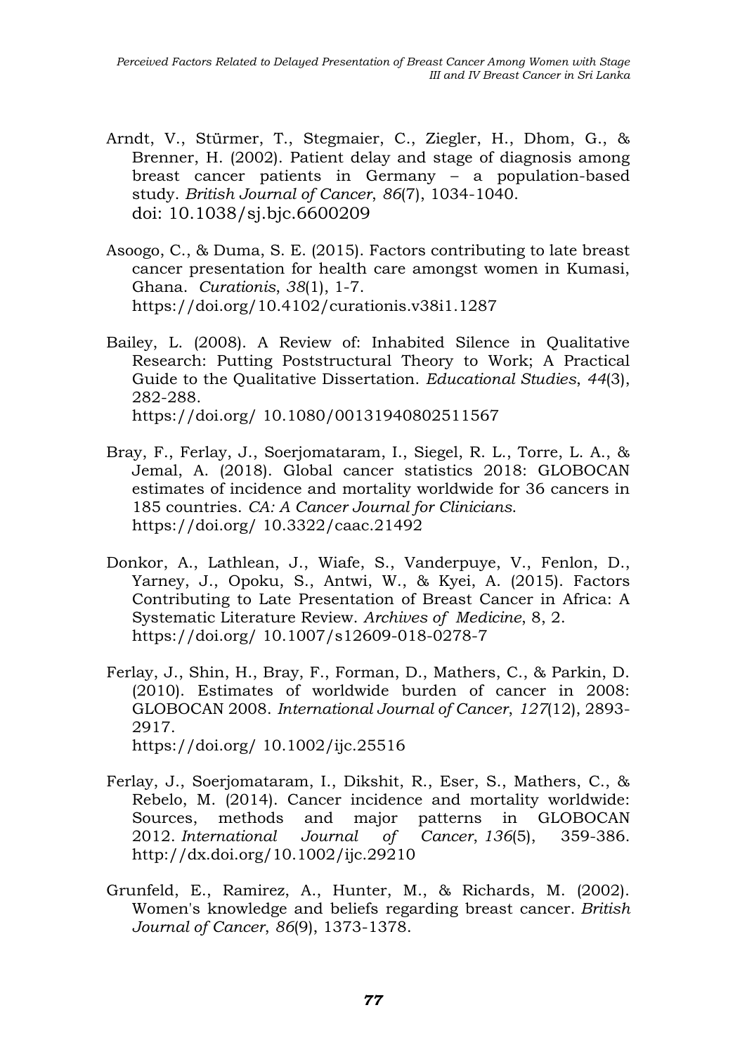Arndt, V., Stürmer, T., Stegmaier, C., Ziegler, H., Dhom, G., & Brenner, H. (2002). Patient delay and stage of diagnosis among breast cancer patients in Germany – a population-based study. *British Journal of Cancer*, *86*(7), 1034-1040. doi: 10.1038/sj.bjc.6600209

Asoogo, C., & Duma, S. E. (2015). Factors contributing to late breast cancer presentation for health care amongst women in Kumasi, Ghana. *Curationis*, *38*(1), 1-7. https://doi.org/10.4102/curationis.v38i1.1287

Bailey, L. (2008). A Review of: Inhabited Silence in Qualitative Research: Putting Poststructural Theory to Work; A Practical Guide to the Qualitative Dissertation. *Educational Studies*, *44*(3), 282-288. https://doi.org/ 10.1080/00131940802511567

Bray, F., Ferlay, J., Soerjomataram, I., Siegel, R. L., Torre, L. A., & Jemal, A. (2018). Global cancer statistics 2018: GLOBOCAN estimates of incidence and mortality worldwide for 36 cancers in 185 countries. *CA: A Cancer Journal for Clinicians*. https://doi.org/ 10.3322/caac.21492

Donkor, A., Lathlean, J., Wiafe, S., Vanderpuye, V., Fenlon, D., Yarney, J., Opoku, S., Antwi, W., & Kyei, A. (2015). Factors Contributing to Late Presentation of Breast Cancer in Africa: A Systematic Literature Review. *Archives of Medicine*, 8, 2. https://doi.org/ 10.1007/s12609-018-0278-7

Ferlay, J., Shin, H., Bray, F., Forman, D., Mathers, C., & Parkin, D. (2010). Estimates of worldwide burden of cancer in 2008: GLOBOCAN 2008. *International Journal of Cancer*, *127*(12), 2893-2917. https://doi.org/ 10.1002/ijc.25516

Ferlay, J., Soerjomataram, I., Dikshit, R., Eser, S., Mathers, C., & Rebelo, M. (2014). Cancer incidence and mortality worldwide: Sources, methods and major patterns in GLOBOCAN 2012. *International Journal of Cancer*, *136*(5), 359-386. http://dx.doi.org/10.1002/ijc.29210

Grunfeld, E., Ramirez, A., Hunter, M., & Richards, M. (2002). Women's knowledge and beliefs regarding breast cancer. *British Journal of Cancer*, *86*(9), 1373-1378.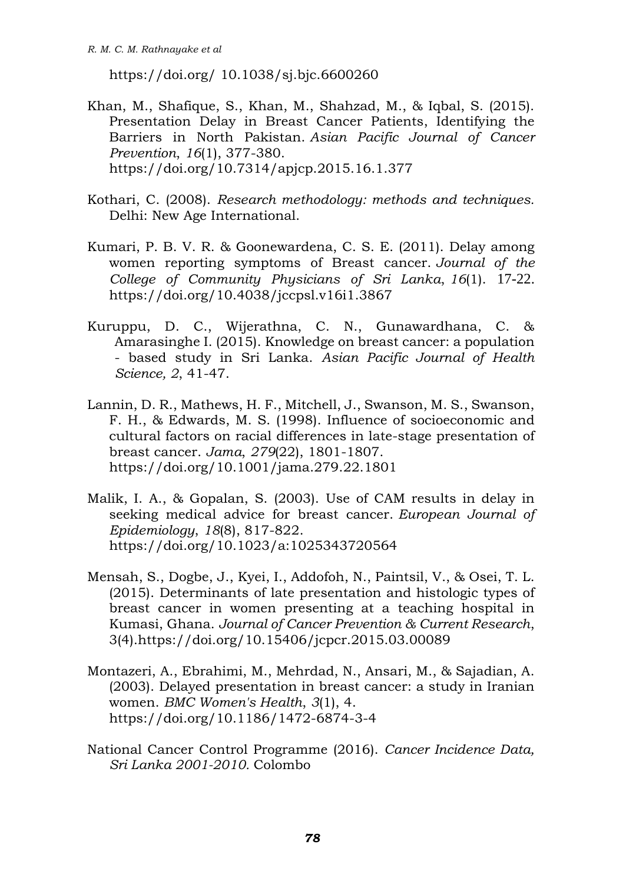https://doi.org/ 10.1038/sj.bjc.6600260

Khan, M., Shafique, S., Khan, M., Shahzad, M., & Iqbal, S. (2015). Presentation Delay in Breast Cancer Patients, Identifying the Barriers in North Pakistan. *Asian Pacific Journal of Cancer Prevention*, *16*(1), 377-380. https://doi.org/10.7314/apjcp.2015.16.1.377

Kothari, C. (2008). *Research methodology: methods and techniques.* Delhi: New Age International.

Kumari, P. B. V. R. & Goonewardena, C. S. E. (2011). Delay among women reporting symptoms of Breast cancer. *Journal of the College of Community Physicians of Sri Lanka*, *16*(1). 17-22. https://doi.org/10.4038/jccpsl.v16i1.3867

Kuruppu, D. C., Wijerathna, C. N., Gunawardhana, C. & Amarasinghe I. (2015). Knowledge on breast cancer: a population - based study in Sri Lanka. *Asian Pacific Journal of Health Science, 2*, 41-47.

Lannin, D. R., Mathews, H. F., Mitchell, J., Swanson, M. S., Swanson, F. H., & Edwards, M. S. (1998). Influence of socioeconomic and cultural factors on racial differences in late-stage presentation of breast cancer. *Jama*, *279*(22), 1801-1807. https://doi.org/10.1001/jama.279.22.1801

Malik, I. A., & Gopalan, S. (2003). Use of CAM results in delay in seeking medical advice for breast cancer. *European Journal of Epidemiology*, *18*(8), 817-822. https://doi.org/10.1023/a:1025343720564

Mensah, S., Dogbe, J., Kyei, I., Addofoh, N., Paintsil, V., & Osei, T. L. (2015). Determinants of late presentation and histologic types of breast cancer in women presenting at a teaching hospital in Kumasi, Ghana. *Journal of Cancer Prevention & Current Research*, 3(4).https://doi.org/10.15406/jcpcr.2015.03.00089

Montazeri, A., Ebrahimi, M., Mehrdad, N., Ansari, M., & Sajadian, A. (2003). Delayed presentation in breast cancer: a study in Iranian women. *BMC Women's Health*, *3*(1), 4. https://doi.org/10.1186/1472-6874-3-4

National Cancer Control Programme (2016). *Cancer Incidence Data, Sri Lanka 2001-2010.* Colombo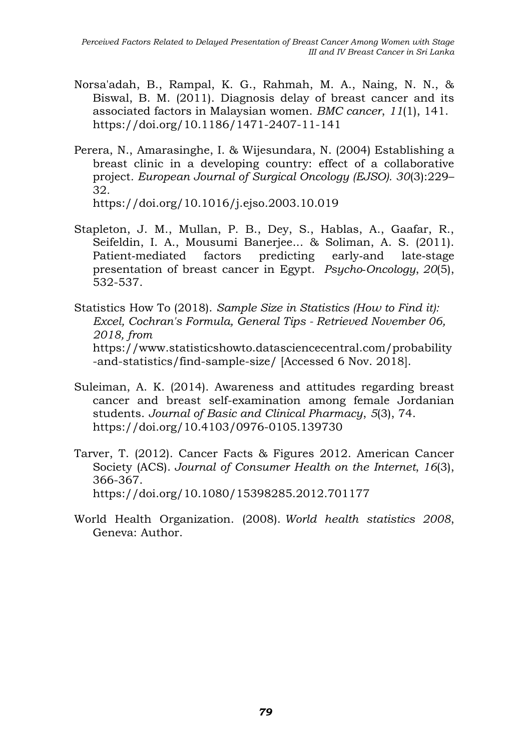Norsa'adah, B., Rampal, K. G., Rahmah, M. A., Naing, N. N., & Biswal, B. M. (2011). Diagnosis delay of breast cancer and its associated factors in Malaysian women. *BMC cancer*, *11*(1), 141. https://doi.org/10.1186/1471-2407-11-141

Perera, N., Amarasinghe, I. & Wijesundara, N. (2004) Establishing a breast clinic in a developing country: effect of a collaborative project. *European Journal of Surgical Oncology (EJSO). 30*(3):229–32. https://doi.org/10.1016/j.ejso.2003.10.019

Stapleton, J. M., Mullan, P. B., Dey, S., Hablas, A., Gaafar, R., Seifeldin, I. A., Mousumi Banerjee... & Soliman, A. S. (2011). Patient-mediated factors predicting early-and late-stage presentation of breast cancer in Egypt. *Psycho-Oncology*, *20*(5), 532-537.

Statistics How To (2018). *Sample Size in Statistics (How to Find it): Excel, Cochran's Formula, General Tips - Retrieved November 06, 2018, from* https://www.statisticshowto.datasciencecentral.com/probability-and-statistics/find-sample-size/ [Accessed 6 Nov. 2018].

Suleiman, A. K. (2014). Awareness and attitudes regarding breast cancer and breast self-examination among female Jordanian students. *Journal of Basic and Clinical Pharmacy*, *5*(3), 74. https://doi.org/10.4103/0976-0105.139730

Tarver, T. (2012). Cancer Facts & Figures 2012. American Cancer Society (ACS). *Journal of Consumer Health on the Internet*, *16*(3), 366-367. https://doi.org/10.1080/15398285.2012.701177

World Health Organization. (2008). *World health statistics 2008*, Geneva: Author.